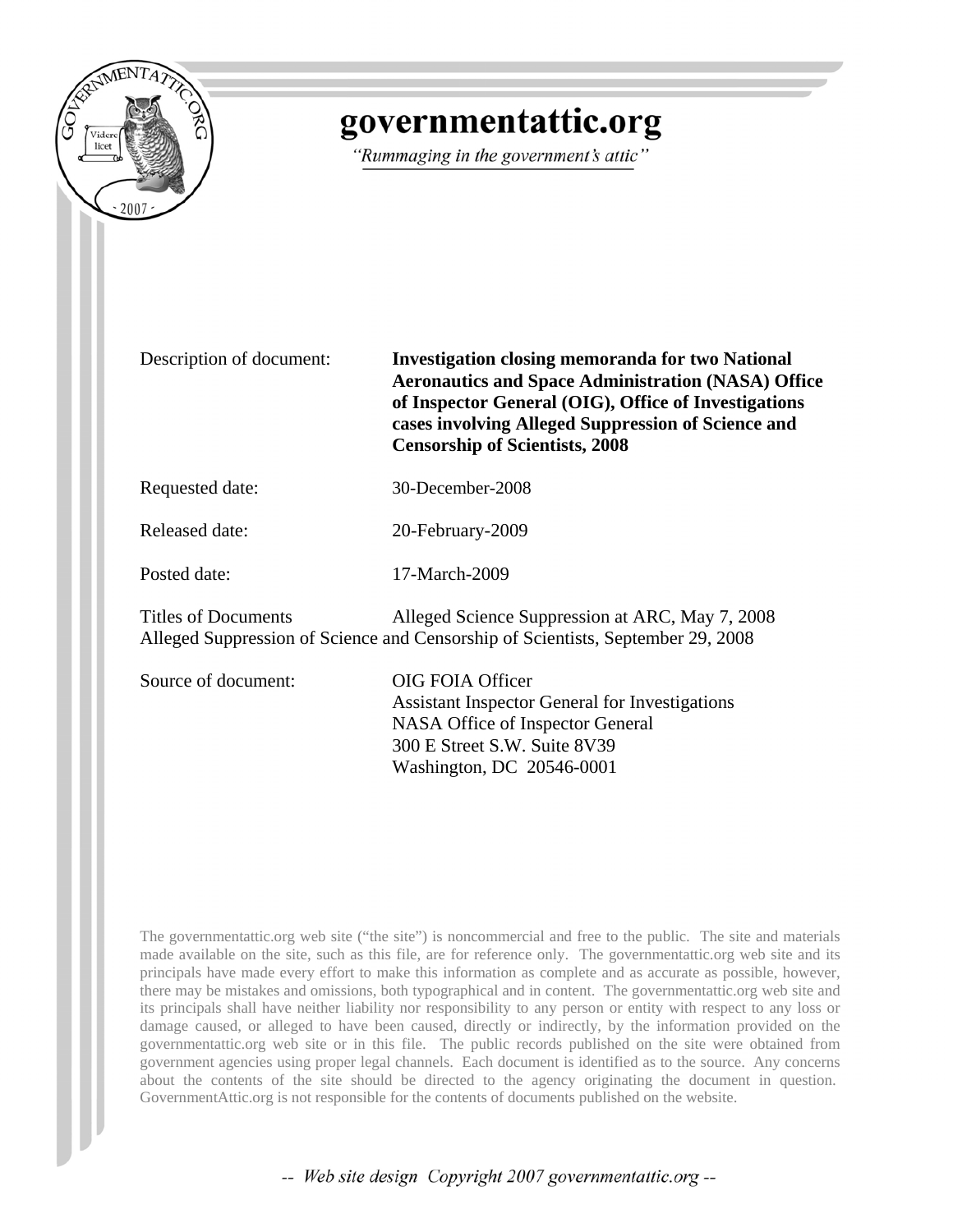# governmentattic.org

*"Rummaging in the government's attic"*

| | |
|---|---|
| Description of document: | **Investigation closing memoranda for two National Aeronautics and Space Administration (NASA) Office of Inspector General (OIG), Office of Investigations cases involving Alleged Suppression of Science and Censorship of Scientists, 2008** |
| Requested date: | 30-December-2008 |
| Released date: | 20-February-2009 |
| Posted date: | 17-March-2009 |

Titles of Documents Alleged Science Suppression at ARC, May 7, 2008
Alleged Suppression of Science and Censorship of Scientists, September 29, 2008

| | |
|---|---|
| Source of document: | OIG FOIA Officer<br>Assistant Inspector General for Investigations<br>NASA Office of Inspector General<br>300 E Street S.W. Suite 8V39<br>Washington, DC 20546-0001 |

The governmentattic.org web site ("the site") is noncommercial and free to the public. The site and materials made available on the site, such as this file, are for reference only. The governmentattic.org web site and its principals have made every effort to make this information as complete and as accurate as possible, however, there may be mistakes and omissions, both typographical and in content. The governmentattic.org web site and its principals shall have neither liability nor responsibility to any person or entity with respect to any loss or damage caused, or alleged to have been caused, directly or indirectly, by the information provided on the governmentattic.org web site or in this file. The public records published on the site were obtained from government agencies using proper legal channels. Each document is identified as to the source. Any concerns about the contents of the site should be directed to the agency originating the document in question. GovernmentAttic.org is not responsible for the contents of documents published on the website.

*-- Web site design Copyright 2007 governmentattic.org --*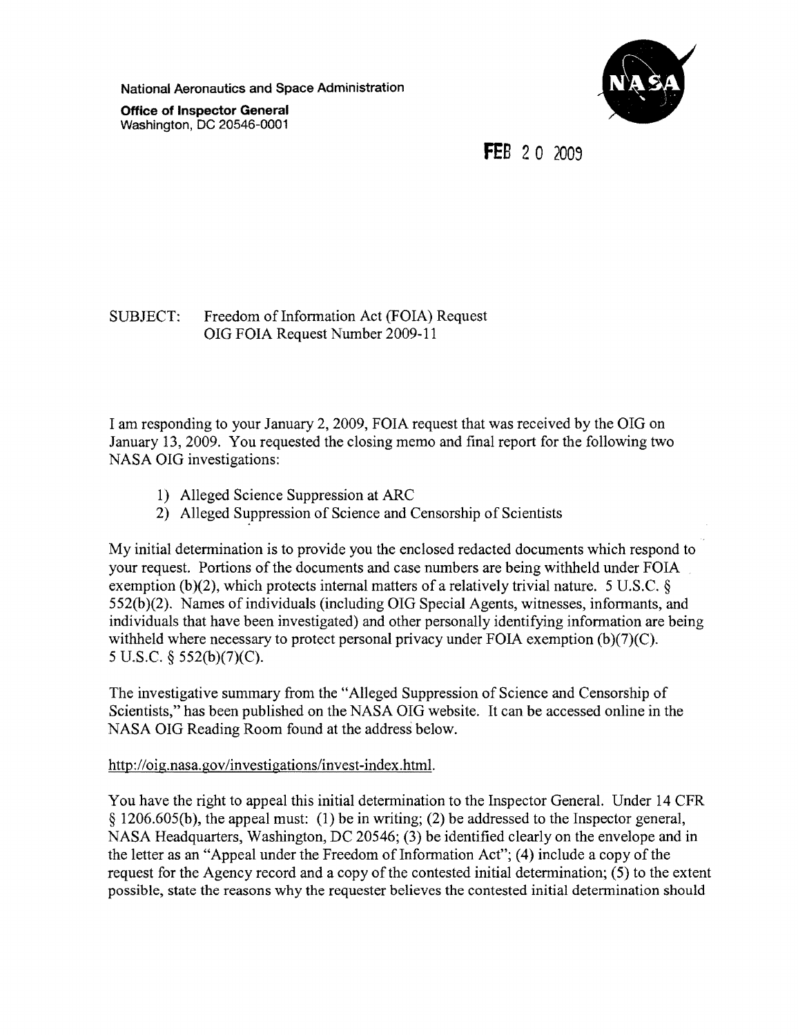National Aeronautics and Space Administration

**Office of Inspector General**
Washington, DC 20546-0001

FEB 20 2009

SUBJECT: Freedom of Information Act (FOIA) Request
OIG FOIA Request Number 2009-11

I am responding to your January 2, 2009, FOIA request that was received by the OIG on January 13, 2009. You requested the closing memo and final report for the following two NASA OIG investigations:

1) Alleged Science Suppression at ARC
2) Alleged Suppression of Science and Censorship of Scientists

My initial determination is to provide you the enclosed redacted documents which respond to your request. Portions of the documents and case numbers are being withheld under FOIA exemption (b)(2), which protects internal matters of a relatively trivial nature. 5 U.S.C. § 552(b)(2). Names of individuals (including OIG Special Agents, witnesses, informants, and individuals that have been investigated) and other personally identifying information are being withheld where necessary to protect personal privacy under FOIA exemption (b)(7)(C). 5 U.S.C. § 552(b)(7)(C).

The investigative summary from the "Alleged Suppression of Science and Censorship of Scientists," has been published on the NASA OIG website. It can be accessed online in the NASA OIG Reading Room found at the address below.

http://oig.nasa.gov/investigations/invest-index.html.

You have the right to appeal this initial determination to the Inspector General. Under 14 CFR § 1206.605(b), the appeal must: (1) be in writing; (2) be addressed to the Inspector general, NASA Headquarters, Washington, DC 20546; (3) be identified clearly on the envelope and in the letter as an "Appeal under the Freedom of Information Act"; (4) include a copy of the request for the Agency record and a copy of the contested initial determination; (5) to the extent possible, state the reasons why the requester believes the contested initial determination should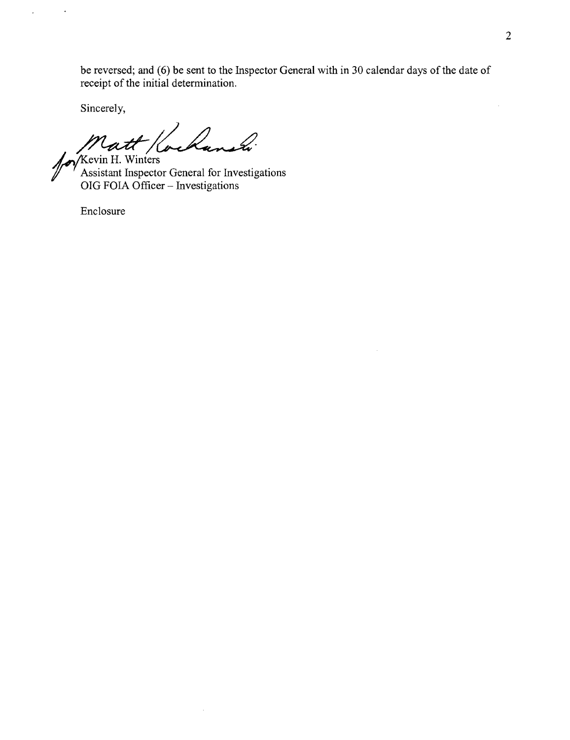be reversed; and (6) be sent to the Inspector General with in 30 calendar days of the date of receipt of the initial determination.

Sincerely,

for/Kevin H. Winters
Assistant Inspector General for Investigations
OIG FOIA Officer – Investigations

Enclosure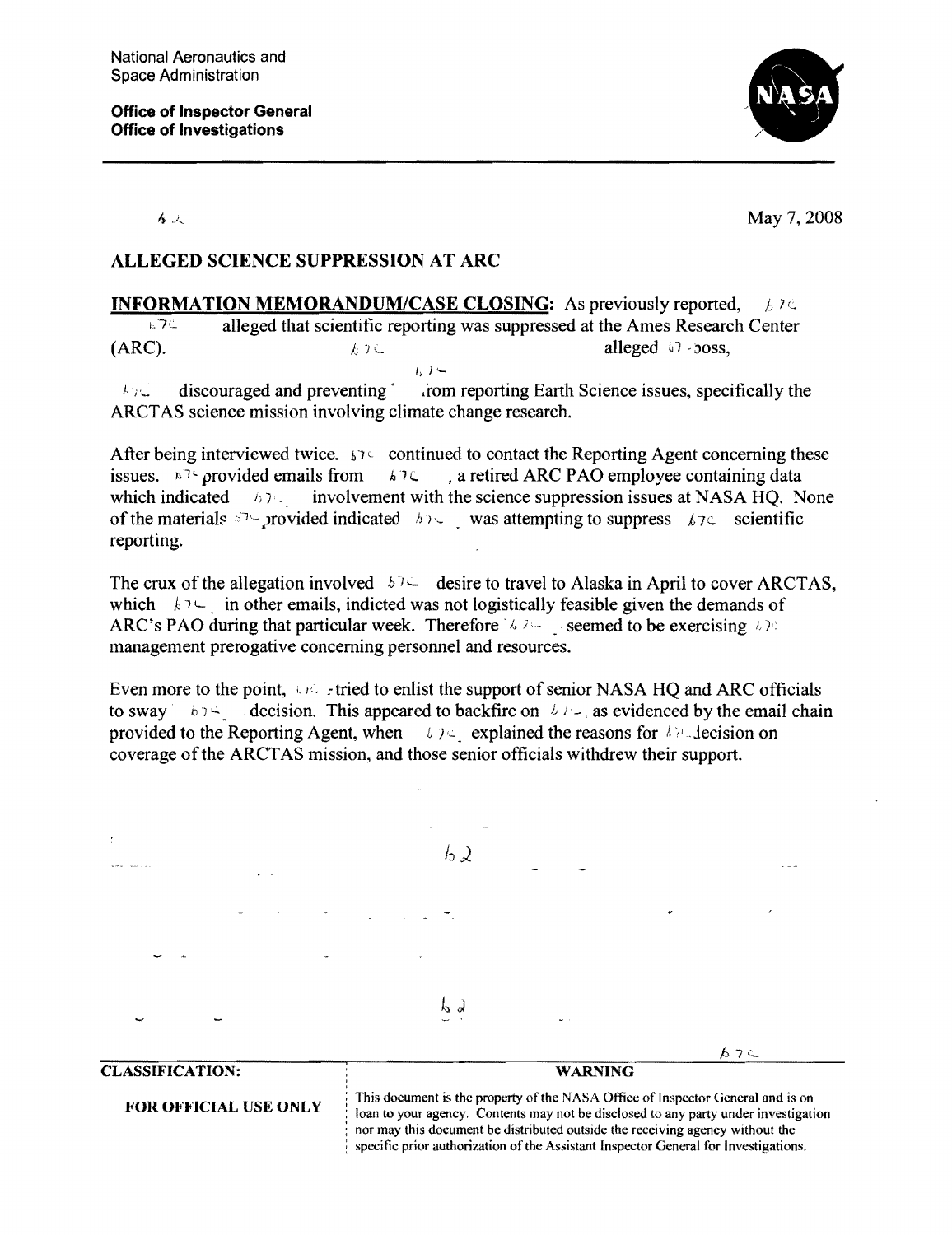National Aeronautics and
Space Administration

**Office of Inspector General**
**Office of Investigations**

b2

May 7, 2008

## ALLEGED SCIENCE SUPPRESSION AT ARC

**INFORMATION MEMORANDUM/CASE CLOSING:** As previously reported, b7c b7c alleged that scientific reporting was suppressed at the Ames Research Center (ARC). b7c alleged b7 boss, b7c b7c discouraged and preventing from reporting Earth Science issues, specifically the ARCTAS science mission involving climate change research.

After being interviewed twice. b7c continued to contact the Reporting Agent concerning these issues. b7c provided emails from b7c, a retired ARC PAO employee containing data which indicated b7c involvement with the science suppression issues at NASA HQ. None of the materials b7c provided indicated b7c was attempting to suppress b7c scientific reporting.

The crux of the allegation involved b7c desire to travel to Alaska in April to cover ARCTAS, which b7c in other emails, indicted was not logistically feasible given the demands of ARC's PAO during that particular week. Therefore b7c seemed to be exercising b7c management prerogative concerning personnel and resources.

Even more to the point, b7c tried to enlist the support of senior NASA HQ and ARC officials to sway b7c decision. This appeared to backfire on b7c, as evidenced by the email chain provided to the Reporting Agent, when b7c explained the reasons for b7c decision on coverage of the ARCTAS mission, and those senior officials withdrew their support.

b2

b2

b7c

| CLASSIFICATION: | WARNING |
| --- | --- |
| FOR OFFICIAL USE ONLY | This document is the property of the NASA Office of Inspector General and is on loan to your agency. Contents may not be disclosed to any party under investigation nor may this document be distributed outside the receiving agency without the specific prior authorization of the Assistant Inspector General for Investigations. |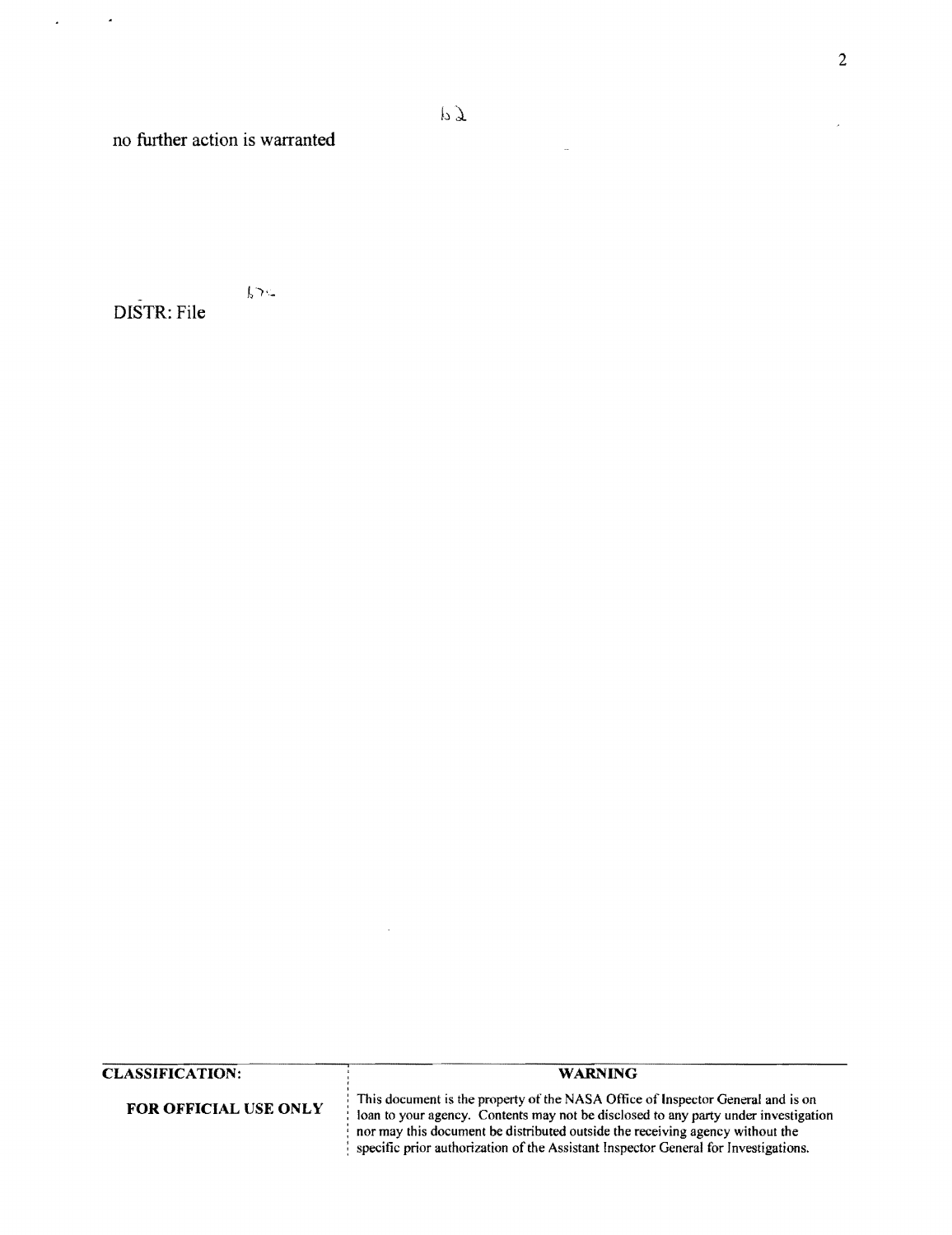b2

no further action is warranted

b7

DISTR: File

| CLASSIFICATION: | WARNING |
| --- | --- |
| **FOR OFFICIAL USE ONLY** | This document is the property of the NASA Office of Inspector General and is on loan to your agency. Contents may not be disclosed to any party under investigation nor may this document be distributed outside the receiving agency without the specific prior authorization of the Assistant Inspector General for Investigations. |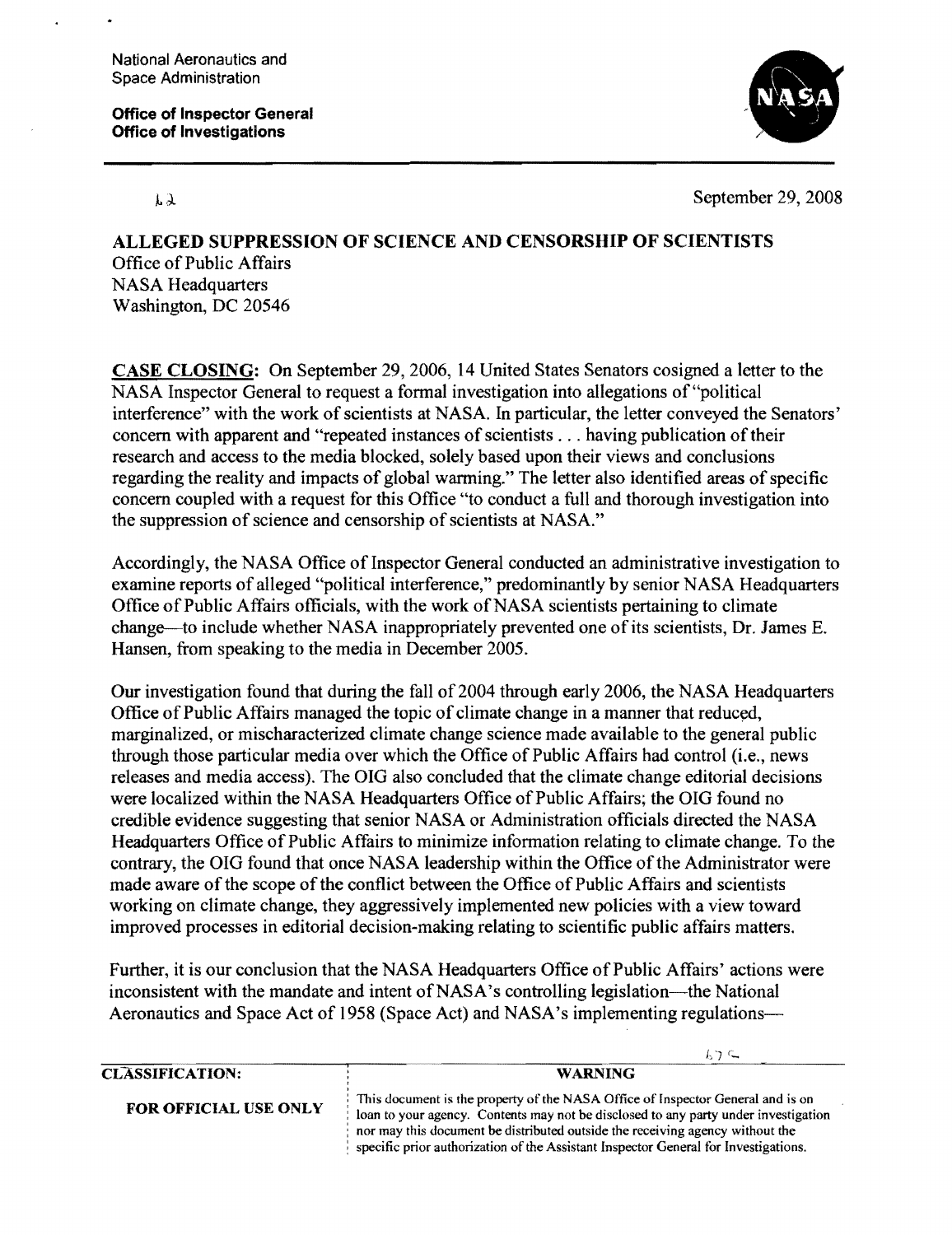National Aeronautics and Space Administration

**Office of Inspector General**
**Office of Investigations**

b2

September 29, 2008

**ALLEGED SUPPRESSION OF SCIENCE AND CENSORSHIP OF SCIENTISTS**
Office of Public Affairs
NASA Headquarters
Washington, DC 20546

**CASE CLOSING:** On September 29, 2006, 14 United States Senators cosigned a letter to the NASA Inspector General to request a formal investigation into allegations of "political interference" with the work of scientists at NASA. In particular, the letter conveyed the Senators' concern with apparent and "repeated instances of scientists . . . having publication of their research and access to the media blocked, solely based upon their views and conclusions regarding the reality and impacts of global warming." The letter also identified areas of specific concern coupled with a request for this Office "to conduct a full and thorough investigation into the suppression of science and censorship of scientists at NASA."

Accordingly, the NASA Office of Inspector General conducted an administrative investigation to examine reports of alleged "political interference," predominantly by senior NASA Headquarters Office of Public Affairs officials, with the work of NASA scientists pertaining to climate change—to include whether NASA inappropriately prevented one of its scientists, Dr. James E. Hansen, from speaking to the media in December 2005.

Our investigation found that during the fall of 2004 through early 2006, the NASA Headquarters Office of Public Affairs managed the topic of climate change in a manner that reduced, marginalized, or mischaracterized climate change science made available to the general public through those particular media over which the Office of Public Affairs had control (i.e., news releases and media access). The OIG also concluded that the climate change editorial decisions were localized within the NASA Headquarters Office of Public Affairs; the OIG found no credible evidence suggesting that senior NASA or Administration officials directed the NASA Headquarters Office of Public Affairs to minimize information relating to climate change. To the contrary, the OIG found that once NASA leadership within the Office of the Administrator were made aware of the scope of the conflict between the Office of Public Affairs and scientists working on climate change, they aggressively implemented new policies with a view toward improved processes in editorial decision-making relating to scientific public affairs matters.

Further, it is our conclusion that the NASA Headquarters Office of Public Affairs' actions were inconsistent with the mandate and intent of NASA's controlling legislation—the National Aeronautics and Space Act of 1958 (Space Act) and NASA's implementing regulations—

b7c

| CLASSIFICATION: | WARNING |
| --- | --- |
| FOR OFFICIAL USE ONLY | This document is the property of the NASA Office of Inspector General and is on loan to your agency. Contents may not be disclosed to any party under investigation nor may this document be distributed outside the receiving agency without the specific prior authorization of the Assistant Inspector General for Investigations. |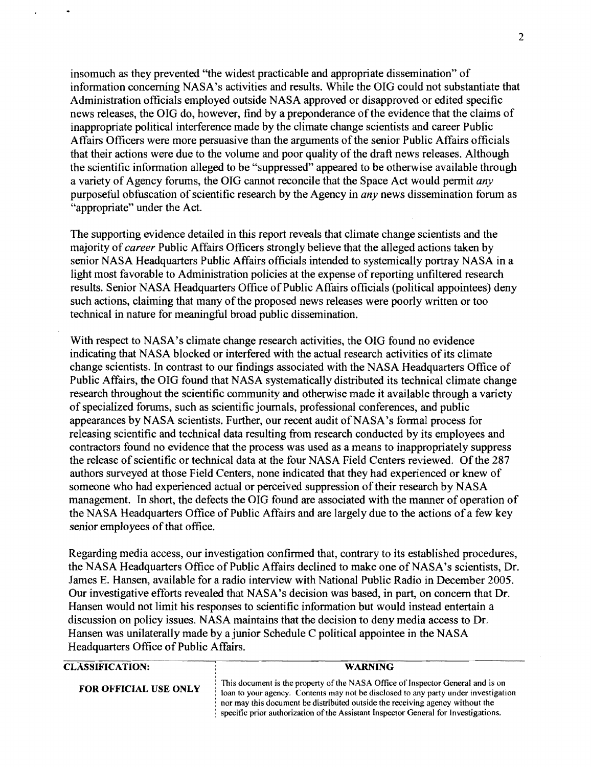insomuch as they prevented "the widest practicable and appropriate dissemination" of information concerning NASA's activities and results. While the OIG could not substantiate that Administration officials employed outside NASA approved or disapproved or edited specific news releases, the OIG do, however, find by a preponderance of the evidence that the claims of inappropriate political interference made by the climate change scientists and career Public Affairs Officers were more persuasive than the arguments of the senior Public Affairs officials that their actions were due to the volume and poor quality of the draft news releases. Although the scientific information alleged to be "suppressed" appeared to be otherwise available through a variety of Agency forums, the OIG cannot reconcile that the Space Act would permit *any* purposeful obfuscation of scientific research by the Agency in *any* news dissemination forum as "appropriate" under the Act.

The supporting evidence detailed in this report reveals that climate change scientists and the majority of *career* Public Affairs Officers strongly believe that the alleged actions taken by senior NASA Headquarters Public Affairs officials intended to systemically portray NASA in a light most favorable to Administration policies at the expense of reporting unfiltered research results. Senior NASA Headquarters Office of Public Affairs officials (political appointees) deny such actions, claiming that many of the proposed news releases were poorly written or too technical in nature for meaningful broad public dissemination.

With respect to NASA's climate change research activities, the OIG found no evidence indicating that NASA blocked or interfered with the actual research activities of its climate change scientists. In contrast to our findings associated with the NASA Headquarters Office of Public Affairs, the OIG found that NASA systematically distributed its technical climate change research throughout the scientific community and otherwise made it available through a variety of specialized forums, such as scientific journals, professional conferences, and public appearances by NASA scientists. Further, our recent audit of NASA's formal process for releasing scientific and technical data resulting from research conducted by its employees and contractors found no evidence that the process was used as a means to inappropriately suppress the release of scientific or technical data at the four NASA Field Centers reviewed. Of the 287 authors surveyed at those Field Centers, none indicated that they had experienced or knew of someone who had experienced actual or perceived suppression of their research by NASA management. In short, the defects the OIG found are associated with the manner of operation of the NASA Headquarters Office of Public Affairs and are largely due to the actions of a few key senior employees of that office.

Regarding media access, our investigation confirmed that, contrary to its established procedures, the NASA Headquarters Office of Public Affairs declined to make one of NASA's scientists, Dr. James E. Hansen, available for a radio interview with National Public Radio in December 2005. Our investigative efforts revealed that NASA's decision was based, in part, on concern that Dr. Hansen would not limit his responses to scientific information but would instead entertain a discussion on policy issues. NASA maintains that the decision to deny media access to Dr. Hansen was unilaterally made by a junior Schedule C political appointee in the NASA Headquarters Office of Public Affairs.

| CLASSIFICATION: | WARNING |
|---|---|
| FOR OFFICIAL USE ONLY | This document is the property of the NASA Office of Inspector General and is on loan to your agency. Contents may not be disclosed to any party under investigation nor may this document be distributed outside the receiving agency without the specific prior authorization of the Assistant Inspector General for Investigations. |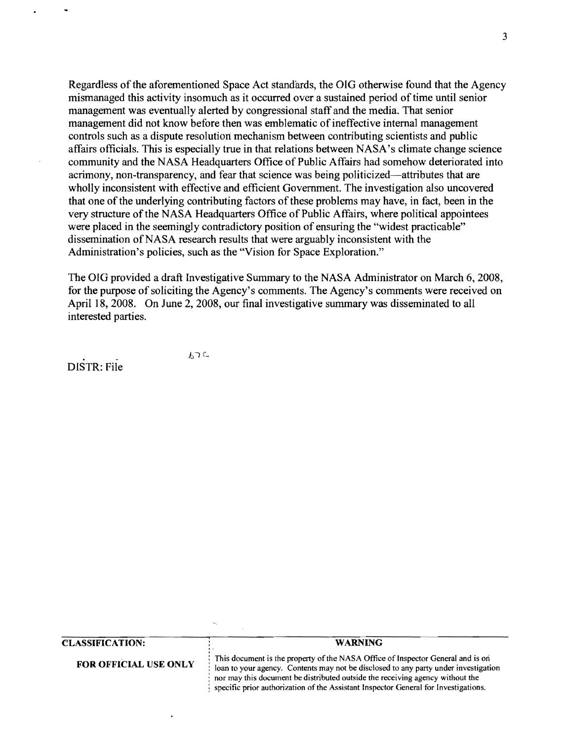Regardless of the aforementioned Space Act standards, the OIG otherwise found that the Agency mismanaged this activity insomuch as it occurred over a sustained period of time until senior management was eventually alerted by congressional staff and the media. That senior management did not know before then was emblematic of ineffective internal management controls such as a dispute resolution mechanism between contributing scientists and public affairs officials. This is especially true in that relations between NASA's climate change science community and the NASA Headquarters Office of Public Affairs had somehow deteriorated into acrimony, non-transparency, and fear that science was being politicized—attributes that are wholly inconsistent with effective and efficient Government. The investigation also uncovered that one of the underlying contributing factors of these problems may have, in fact, been in the very structure of the NASA Headquarters Office of Public Affairs, where political appointees were placed in the seemingly contradictory position of ensuring the "widest practicable" dissemination of NASA research results that were arguably inconsistent with the Administration's policies, such as the "Vision for Space Exploration."

The OIG provided a draft Investigative Summary to the NASA Administrator on March 6, 2008, for the purpose of soliciting the Agency's comments. The Agency's comments were received on April 18, 2008. On June 2, 2008, our final investigative summary was disseminated to all interested parties.

b7C

DISTR: File

| CLASSIFICATION: | WARNING |
| --- | --- |
| FOR OFFICIAL USE ONLY | This document is the property of the NASA Office of Inspector General and is on loan to your agency. Contents may not be disclosed to any party under investigation nor may this document be distributed outside the receiving agency without the specific prior authorization of the Assistant Inspector General for Investigations. |